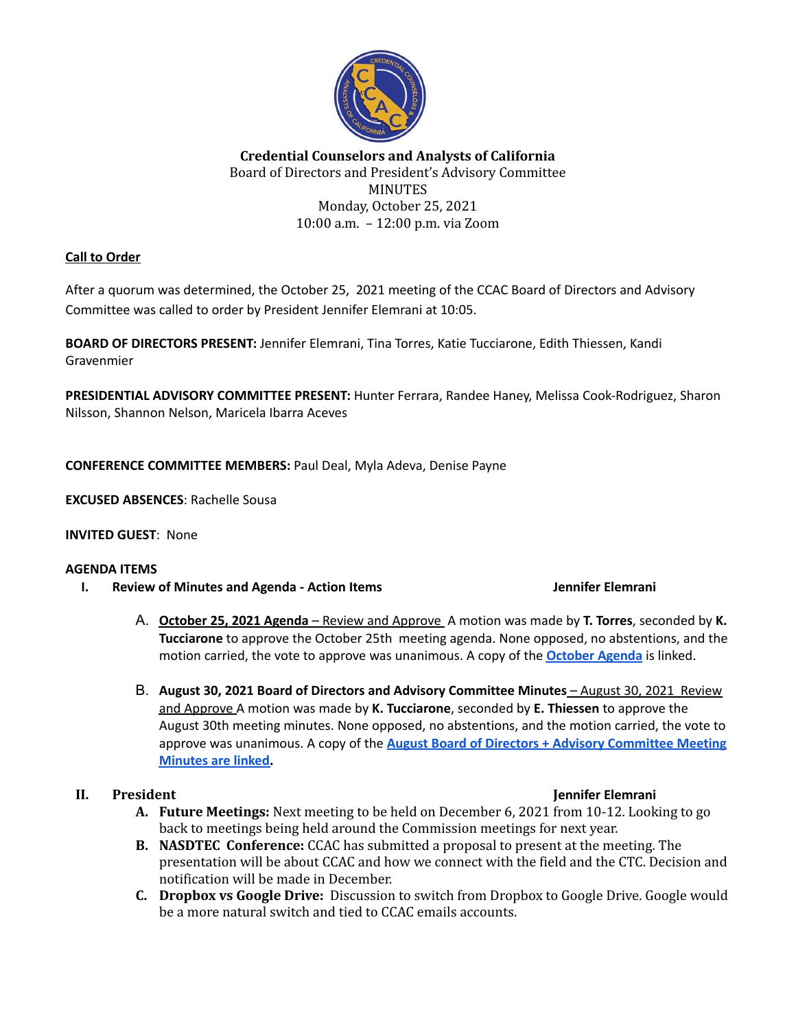# Credential Counselors and Analysts of California

Board of Directors and President's Advisory Committee
MINUTES
Monday, October 25, 2021
10:00 a.m. – 12:00 p.m. via Zoom

**Call to Order**

After a quorum was determined, the October 25, 2021 meeting of the CCAC Board of Directors and Advisory Committee was called to order by President Jennifer Elemrani at 10:05.

**BOARD OF DIRECTORS PRESENT:** Jennifer Elemrani, Tina Torres, Katie Tucciarone, Edith Thiessen, Kandi Gravenmier

**PRESIDENTIAL ADVISORY COMMITTEE PRESENT:** Hunter Ferrara, Randee Haney, Melissa Cook-Rodriguez, Sharon Nilsson, Shannon Nelson, Maricela Ibarra Aceves

**CONFERENCE COMMITTEE MEMBERS:** Paul Deal, Myla Adeva, Denise Payne

**EXCUSED ABSENCES**: Rachelle Sousa

**INVITED GUEST**: None

**AGENDA ITEMS**

**I. Review of Minutes and Agenda - Action Items** — **Jennifer Elemrani**

A. **October 25, 2021 Agenda** – Review and Approve A motion was made by **T. Torres**, seconded by **K. Tucciarone** to approve the October 25th meeting agenda. None opposed, no abstentions, and the motion carried, the vote to approve was unanimous. A copy of the **October Agenda** is linked.

B. **August 30, 2021 Board of Directors and Advisory Committee Minutes** – August 30, 2021 Review and Approve A motion was made by **K. Tucciarone**, seconded by **E. Thiessen** to approve the August 30th meeting minutes. None opposed, no abstentions, and the motion carried, the vote to approve was unanimous. A copy of the **August Board of Directors + Advisory Committee Meeting Minutes are linked.**

**II. President** — **Jennifer Elemrani**

A. **Future Meetings:** Next meeting to be held on December 6, 2021 from 10-12. Looking to go back to meetings being held around the Commission meetings for next year.

B. **NASDTEC Conference:** CCAC has submitted a proposal to present at the meeting. The presentation will be about CCAC and how we connect with the field and the CTC. Decision and notification will be made in December.

C. **Dropbox vs Google Drive:** Discussion to switch from Dropbox to Google Drive. Google would be a more natural switch and tied to CCAC emails accounts.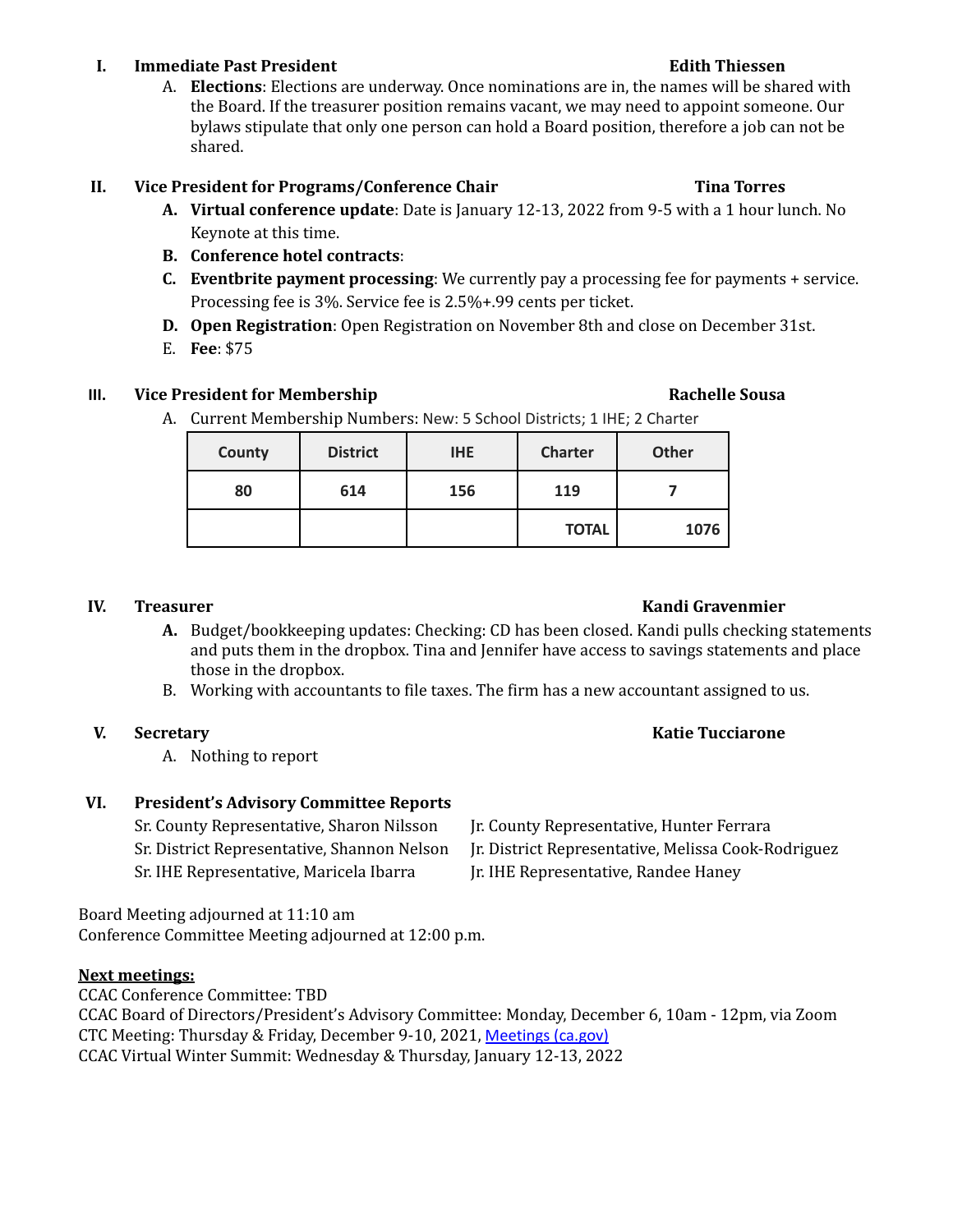I. **Immediate Past President** **Edith Thiessen**

A. **Elections**: Elections are underway. Once nominations are in, the names will be shared with the Board. If the treasurer position remains vacant, we may need to appoint someone. Our bylaws stipulate that only one person can hold a Board position, therefore a job can not be shared.

II. **Vice President for Programs/Conference Chair** **Tina Torres**

A. **Virtual conference update**: Date is January 12-13, 2022 from 9-5 with a 1 hour lunch. No Keynote at this time.

B. **Conference hotel contracts**:

C. **Eventbrite payment processing**: We currently pay a processing fee for payments + service. Processing fee is 3%. Service fee is 2.5%+.99 cents per ticket.

D. **Open Registration**: Open Registration on November 8th and close on December 31st.

E. **Fee**: $75

III. **Vice President for Membership** **Rachelle Sousa**

A. Current Membership Numbers: New: 5 School Districts; 1 IHE; 2 Charter

| County | District | IHE | Charter | Other |
|---|---|---|---|---|
| 80 | 614 | 156 | 119 | 7 |
| | | | **TOTAL** | **1076** |

IV. **Treasurer** **Kandi Gravenmier**

A. Budget/bookkeeping updates: Checking: CD has been closed. Kandi pulls checking statements and puts them in the dropbox. Tina and Jennifer have access to savings statements and place those in the dropbox.

B. Working with accountants to file taxes. The firm has a new accountant assigned to us.

V. **Secretary** **Katie Tucciarone**

A. Nothing to report

VI. **President's Advisory Committee Reports**

Sr. County Representative, Sharon Nilsson
Jr. County Representative, Hunter Ferrara
Sr. District Representative, Shannon Nelson
Jr. District Representative, Melissa Cook-Rodriguez
Sr. IHE Representative, Maricela Ibarra
Jr. IHE Representative, Randee Haney

Board Meeting adjourned at 11:10 am
Conference Committee Meeting adjourned at 12:00 p.m.

**Next meetings:**

CCAC Conference Committee: TBD
CCAC Board of Directors/President's Advisory Committee: Monday, December 6, 10am - 12pm, via Zoom
CTC Meeting: Thursday & Friday, December 9-10, 2021, Meetings (ca.gov)
CCAC Virtual Winter Summit: Wednesday & Thursday, January 12-13, 2022